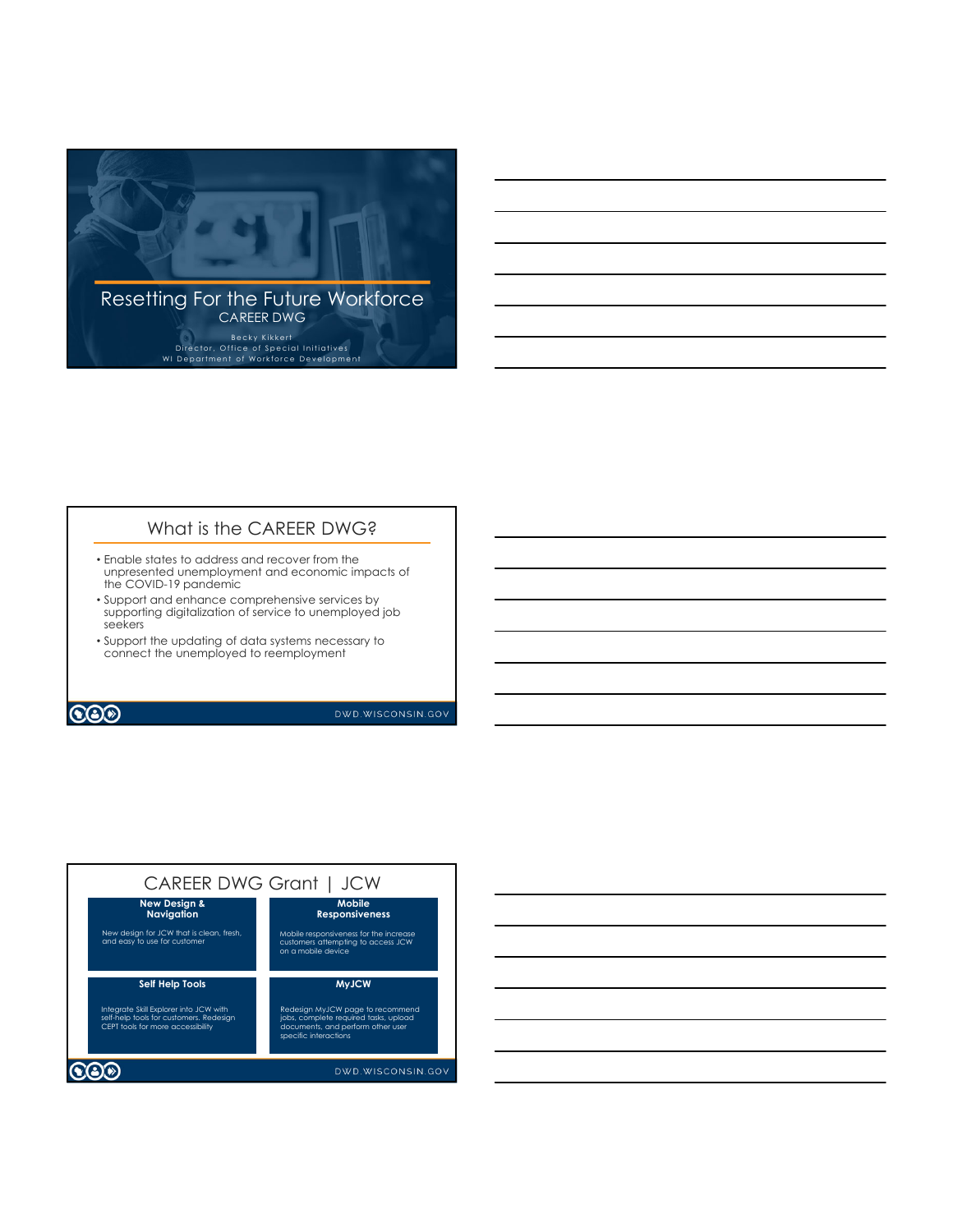# Resetting For the Future Workforce

CAREER DWG

Becky Kikkert
Director, Office of Special Initiatives
WI Department of Workforce Development

## What is the CAREER DWG?

- Enable states to address and recover from the unpresented unemployment and economic impacts of the COVID-19 pandemic
- Support and enhance comprehensive services by supporting digitalization of service to unemployed job seekers
- Support the updating of data systems necessary to connect the unemployed to reemployment

DWD.WISCONSIN.GOV

## CAREER DWG Grant | JCW

**New Design & Navigation**

New design for JCW that is clean, fresh, and easy to use for customer

**Mobile Responsiveness**

Mobile responsiveness for the increase customers attempting to access JCW on a mobile device

**Self Help Tools**

Integrate Skill Explorer into JCW with self-help tools for customers. Redesign CEPT tools for more accessibility

**MyJCW**

Redesign MyJCW page to recommend jobs, complete required tasks, upload documents, and perform other user specific interactions

DWD.WISCONSIN.GOV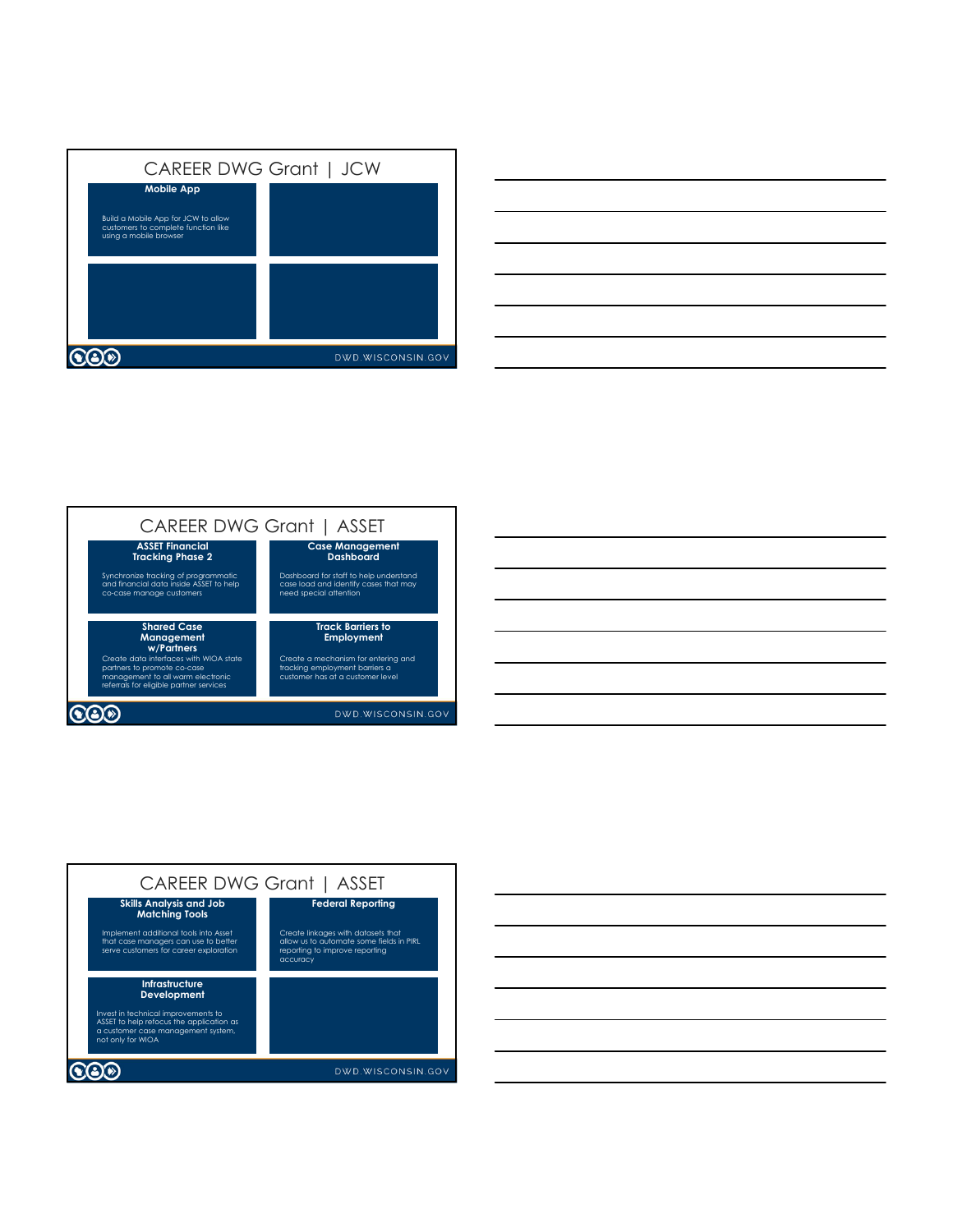## CAREER DWG Grant | JCW

**Mobile App**

Build a Mobile App for JCW to allow customers to complete function like using a mobile browser

## CAREER DWG Grant | ASSET

**ASSET Financial Tracking Phase 2**

Synchronize tracking of programmatic and financial data inside ASSET to help co-case manage customers

**Case Management Dashboard**

Dashboard for staff to help understand case load and identify cases that may need special attention

**Shared Case Management w/Partners**

Create data interfaces with WIOA state partners to promote co-case management to all warm electronic referrals for eligible partner services

**Track Barriers to Employment**

Create a mechanism for entering and tracking employment barriers a customer has at a customer level

## CAREER DWG Grant | ASSET

**Skills Analysis and Job Matching Tools**

Implement additional tools into Asset that case managers can use to better serve customers for career exploration

**Federal Reporting**

Create linkages with datasets that allow us to automate some fields in PIRL reporting to improve reporting accuracy

**Infrastructure Development**

Invest in technical improvements to ASSET to help refocus the application as a customer case management system, not only for WIOA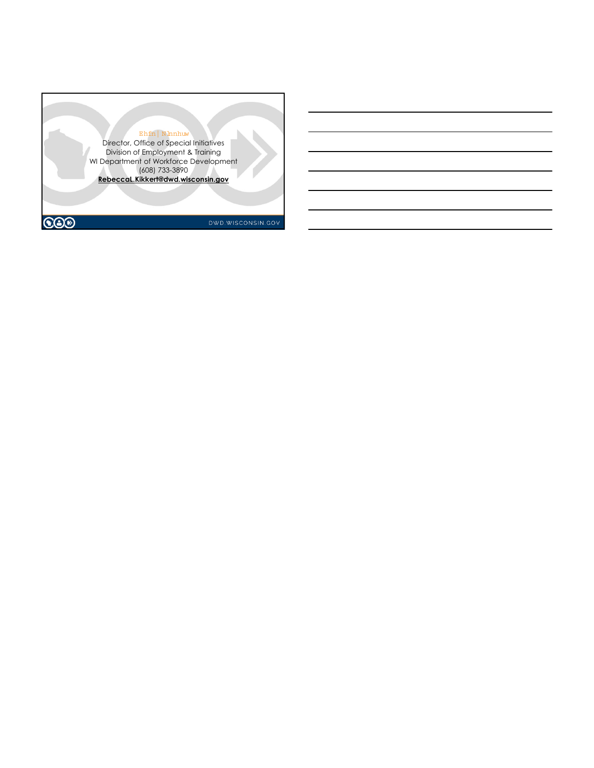Ehfn|Nlnnhuw

Director, Office of Special Initiatives

Division of Employment & Training

WI Department of Workforce Development

(608) 733-3890

**RebeccaL.Kikkert@dwd.wisconsin.gov**

DWD.WISCONSIN.GOV